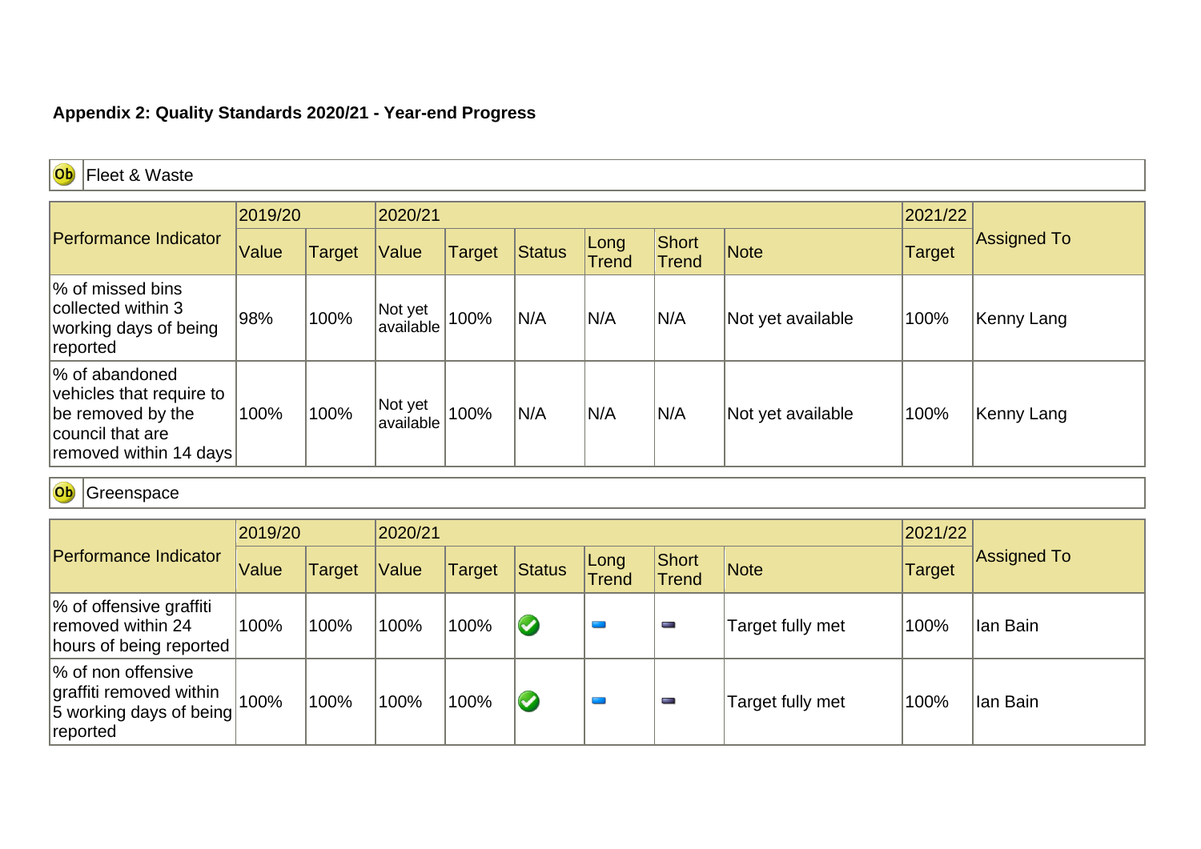**Appendix 2: Quality Standards 2020/21 - Year-end Progress**

Ob Fleet & Waste

| Performance Indicator | 2019/20 | | 2020/21 | | | | | | 2021/22 | Assigned To |
|---|---|---|---|---|---|---|---|---|---|---|
| | Value | Target | Value | Target | Status | Long Trend | Short Trend | Note | Target | |
| % of missed bins collected within 3 working days of being reported | 98% | 100% | Not yet available | 100% | N/A | N/A | N/A | Not yet available | 100% | Kenny Lang |
| % of abandoned vehicles that require to be removed by the council that are removed within 14 days | 100% | 100% | Not yet available | 100% | N/A | N/A | N/A | Not yet available | 100% | Kenny Lang |

Ob Greenspace

| Performance Indicator | 2019/20 | | 2020/21 | | | | | | 2021/22 | Assigned To |
|---|---|---|---|---|---|---|---|---|---|---|
| | Value | Target | Value | Target | Status | Long Trend | Short Trend | Note | Target | |
| % of offensive graffiti removed within 24 hours of being reported | 100% | 100% | 100% | 100% | ✔ | | | Target fully met | 100% | Ian Bain |
| % of non offensive graffiti removed within 5 working days of being reported | 100% | 100% | 100% | 100% | ✔ | | | Target fully met | 100% | Ian Bain |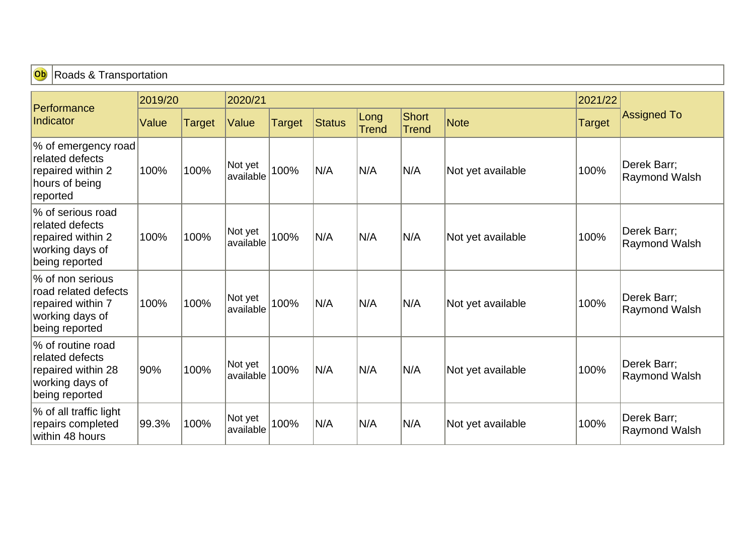Ob Roads & Transportation

| Performance Indicator | 2019/20 | | 2020/21 | | | | | | 2021/22 | Assigned To |
|---|---|---|---|---|---|---|---|---|---|---|
| | Value | Target | Value | Target | Status | Long Trend | Short Trend | Note | Target | |
| % of emergency road related defects repaired within 2 hours of being reported | 100% | 100% | Not yet available | 100% | N/A | N/A | N/A | Not yet available | 100% | Derek Barr; Raymond Walsh |
| % of serious road related defects repaired within 2 working days of being reported | 100% | 100% | Not yet available | 100% | N/A | N/A | N/A | Not yet available | 100% | Derek Barr; Raymond Walsh |
| % of non serious road related defects repaired within 7 working days of being reported | 100% | 100% | Not yet available | 100% | N/A | N/A | N/A | Not yet available | 100% | Derek Barr; Raymond Walsh |
| % of routine road related defects repaired within 28 working days of being reported | 90% | 100% | Not yet available | 100% | N/A | N/A | N/A | Not yet available | 100% | Derek Barr; Raymond Walsh |
| % of all traffic light repairs completed within 48 hours | 99.3% | 100% | Not yet available | 100% | N/A | N/A | N/A | Not yet available | 100% | Derek Barr; Raymond Walsh |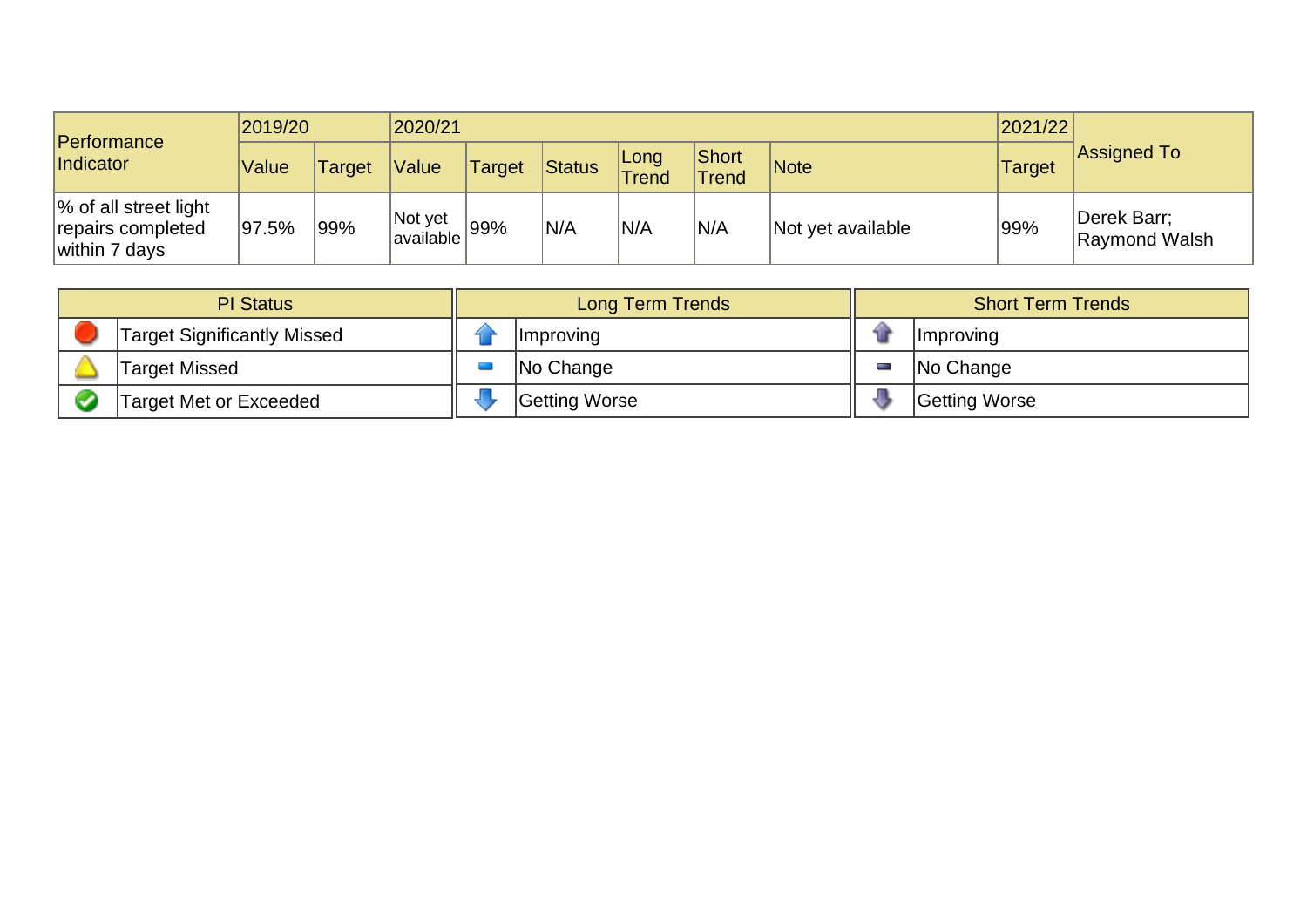| Performance Indicator | 2019/20 | | 2020/21 | | | | | | 2021/22 | Assigned To |
|---|---|---|---|---|---|---|---|---|---|---|
| | Value | Target | Value | Target | Status | Long Trend | Short Trend | Note | Target | |
| % of all street light repairs completed within 7 days | 97.5% | 99% | Not yet available | 99% | N/A | N/A | N/A | Not yet available | 99% | Derek Barr; Raymond Walsh |

| PI Status | | Long Term Trends | | Short Term Trends | |
|---|---|---|---|---|---|
| | Target Significantly Missed | | Improving | | Improving |
| | Target Missed | | No Change | | No Change |
| | Target Met or Exceeded | | Getting Worse | | Getting Worse |